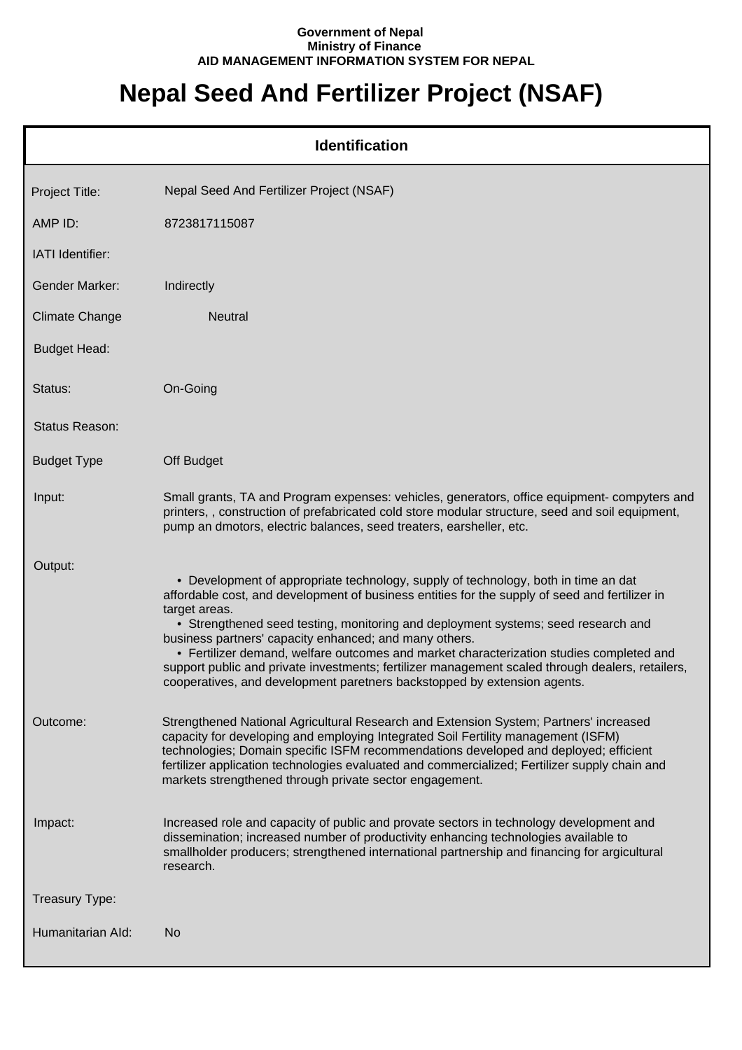**Government of Nepal**
**Ministry of Finance**
**AID MANAGEMENT INFORMATION SYSTEM FOR NEPAL**

# Nepal Seed And Fertilizer Project (NSAF)

## Identification

| | |
|---|---|
| Project Title: | Nepal Seed And Fertilizer Project (NSAF) |
| AMP ID: | 8723817115087 |
| IATI Identifier: | |
| Gender Marker: | Indirectly |
| Climate Change | Neutral |
| Budget Head: | |
| Status: | On-Going |
| Status Reason: | |
| Budget Type | Off Budget |
| Input: | Small grants, TA and Program expenses: vehicles, generators, office equipment- compyters and printers, , construction of prefabricated cold store modular structure, seed and soil equipment, pump an dmotors, electric balances, seed treaters, earsheller, etc. |
| Output: | • Development of appropriate technology, supply of technology, both in time an dat affordable cost, and development of business entities for the supply of seed and fertilizer in target areas. • Strengthened seed testing, monitoring and deployment systems; seed research and business partners' capacity enhanced; and many others. • Fertilizer demand, welfare outcomes and market characterization studies completed and support public and private investments; fertilizer management scaled through dealers, retailers, cooperatives, and development paretners backstopped by extension agents. |
| Outcome: | Strengthened National Agricultural Research and Extension System; Partners' increased capacity for developing and employing Integrated Soil Fertility management (ISFM) technologies; Domain specific ISFM recommendations developed and deployed; efficient fertilizer application technologies evaluated and commercialized; Fertilizer supply chain and markets strengthened through private sector engagement. |
| Impact: | Increased role and capacity of public and provate sectors in technology development and dissemination; increased number of productivity enhancing technologies available to smallholder producers; strengthened international partnership and financing for argicultural research. |
| Treasury Type: | |
| Humanitarian AId: | No |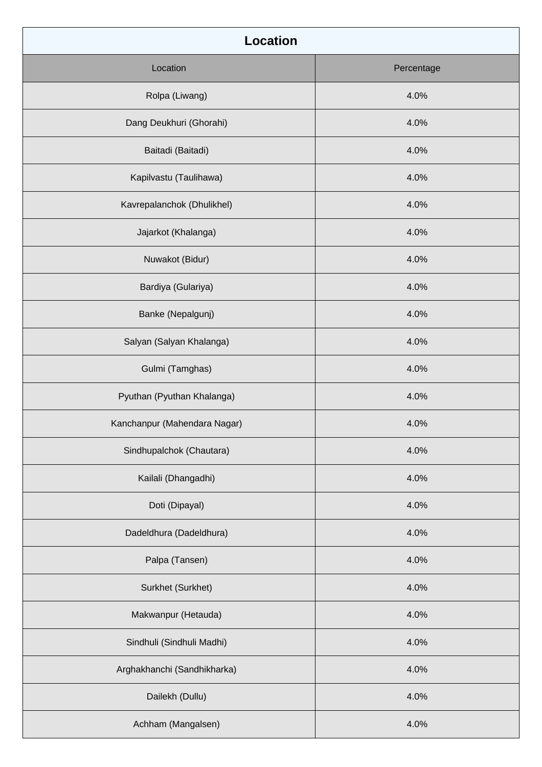| Location | |
|---|---|
| Location | Percentage |
| Rolpa (Liwang) | 4.0% |
| Dang Deukhuri (Ghorahi) | 4.0% |
| Baitadi (Baitadi) | 4.0% |
| Kapilvastu (Taulihawa) | 4.0% |
| Kavrepalanchok (Dhulikhel) | 4.0% |
| Jajarkot (Khalanga) | 4.0% |
| Nuwakot (Bidur) | 4.0% |
| Bardiya (Gulariya) | 4.0% |
| Banke (Nepalgunj) | 4.0% |
| Salyan (Salyan Khalanga) | 4.0% |
| Gulmi (Tamghas) | 4.0% |
| Pyuthan (Pyuthan Khalanga) | 4.0% |
| Kanchanpur (Mahendara Nagar) | 4.0% |
| Sindhupalchok (Chautara) | 4.0% |
| Kailali (Dhangadhi) | 4.0% |
| Doti (Dipayal) | 4.0% |
| Dadeldhura (Dadeldhura) | 4.0% |
| Palpa (Tansen) | 4.0% |
| Surkhet (Surkhet) | 4.0% |
| Makwanpur (Hetauda) | 4.0% |
| Sindhuli (Sindhuli Madhi) | 4.0% |
| Arghakhanchi (Sandhikharka) | 4.0% |
| Dailekh (Dullu) | 4.0% |
| Achham (Mangalsen) | 4.0% |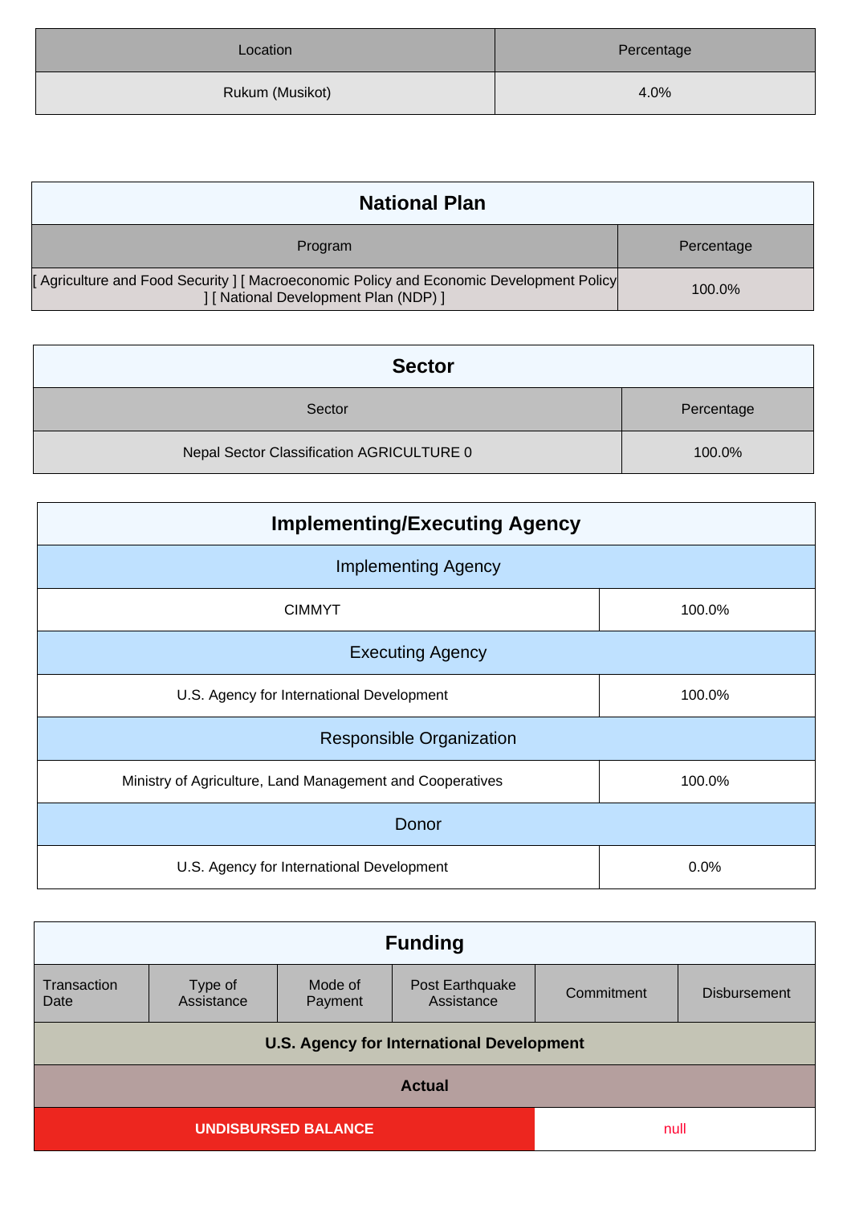| Location | Percentage |
| --- | --- |
| Rukum (Musikot) | 4.0% |

## National Plan

| Program | Percentage |
| --- | --- |
| [ Agriculture and Food Security ] [ Macroeconomic Policy and Economic Development Policy ] [ National Development Plan (NDP) ] | 100.0% |

## Sector

| Sector | Percentage |
| --- | --- |
| Nepal Sector Classification AGRICULTURE 0 | 100.0% |

## Implementing/Executing Agency

| Implementing Agency | |
| --- | --- |
| CIMMYT | 100.0% |
| **Executing Agency** | |
| U.S. Agency for International Development | 100.0% |
| **Responsible Organization** | |
| Ministry of Agriculture, Land Management and Cooperatives | 100.0% |
| **Donor** | |
| U.S. Agency for International Development | 0.0% |

## Funding

| Transaction Date | Type of Assistance | Mode of Payment | Post Earthquake Assistance | Commitment | Disbursement |
| --- | --- | --- | --- | --- | --- |
| **U.S. Agency for International Development** | | | | | |
| **Actual** | | | | | |
| **UNDISBURSED BALANCE** | | | | null | |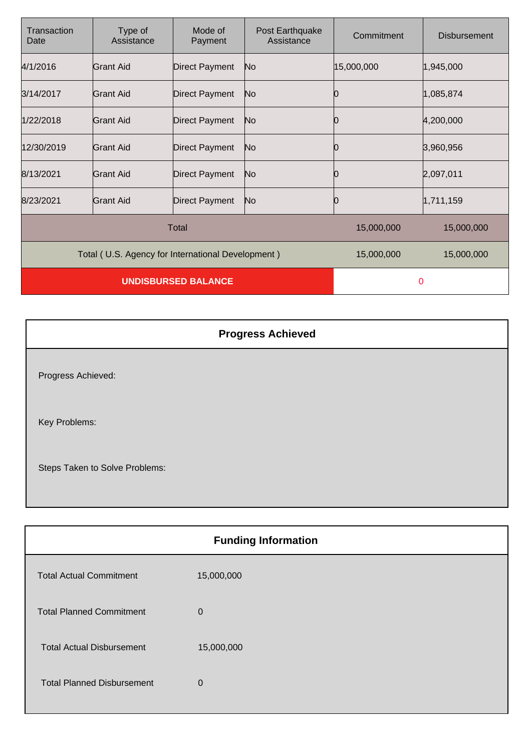| Transaction Date | Type of Assistance | Mode of Payment | Post Earthquake Assistance | Commitment | Disbursement |
|---|---|---|---|---|---|
| 4/1/2016 | Grant Aid | Direct Payment | No | 15,000,000 | 1,945,000 |
| 3/14/2017 | Grant Aid | Direct Payment | No | 0 | 1,085,874 |
| 1/22/2018 | Grant Aid | Direct Payment | No | 0 | 4,200,000 |
| 12/30/2019 | Grant Aid | Direct Payment | No | 0 | 3,960,956 |
| 8/13/2021 | Grant Aid | Direct Payment | No | 0 | 2,097,011 |
| 8/23/2021 | Grant Aid | Direct Payment | No | 0 | 1,711,159 |
| Total | | | | 15,000,000 | 15,000,000 |
| Total ( U.S. Agency for International Development ) | | | | 15,000,000 | 15,000,000 |
| **UNDISBURSED BALANCE** | | | | 0 | |

## Progress Achieved

Progress Achieved:

Key Problems:

Steps Taken to Solve Problems:

## Funding Information

| | |
|---|---|
| Total Actual Commitment | 15,000,000 |
| Total Planned Commitment | 0 |
| Total Actual Disbursement | 15,000,000 |
| Total Planned Disbursement | 0 |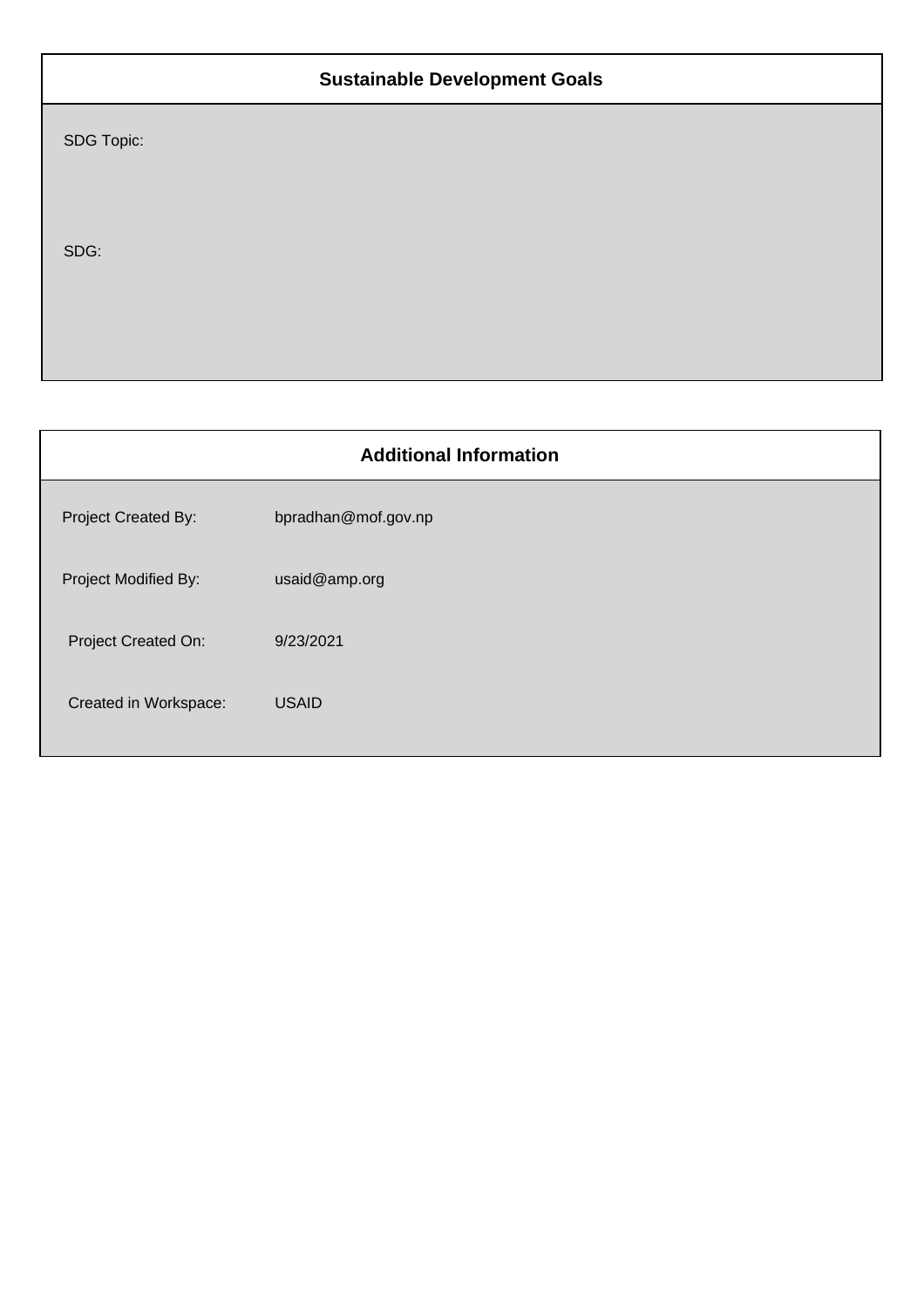## Sustainable Development Goals

SDG Topic:

SDG:

## Additional Information

| | |
|---|---|
| Project Created By: | bpradhan@mof.gov.np |
| Project Modified By: | usaid@amp.org |
| Project Created On: | 9/23/2021 |
| Created in Workspace: | USAID |